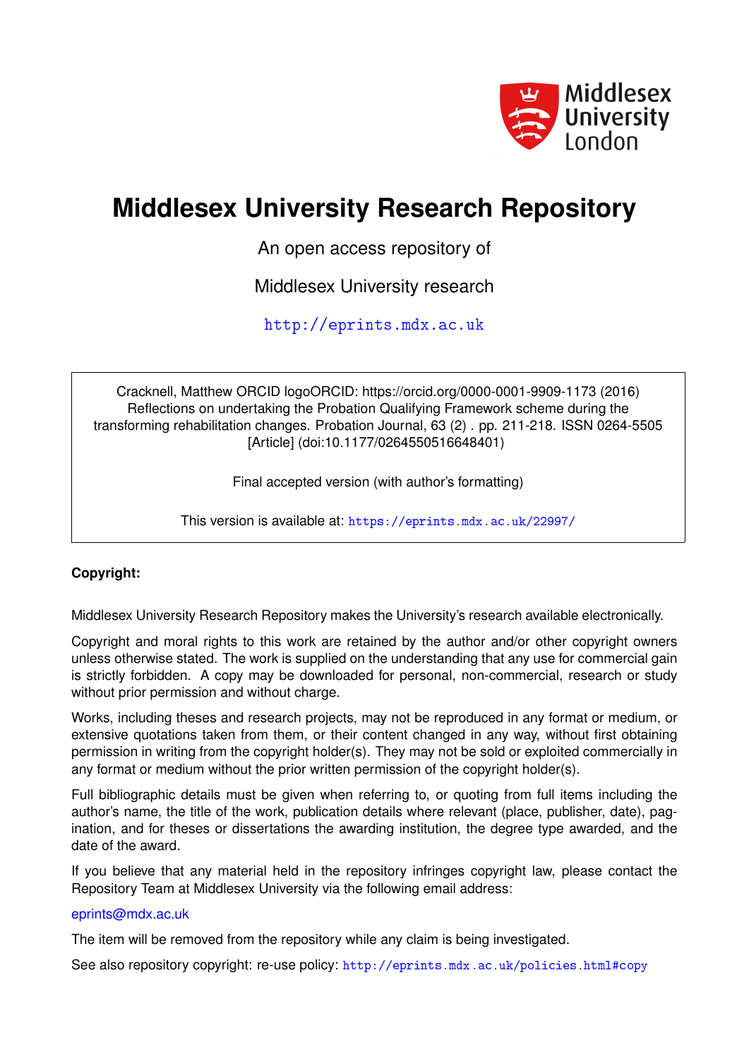Middlesex University London

# Middlesex University Research Repository

An open access repository of

Middlesex University research

http://eprints.mdx.ac.uk

Cracknell, Matthew ORCID logoORCID: https://orcid.org/0000-0001-9909-1173 (2016) Reflections on undertaking the Probation Qualifying Framework scheme during the transforming rehabilitation changes. Probation Journal, 63 (2) . pp. 211-218. ISSN 0264-5505 [Article] (doi:10.1177/0264550516648401)

Final accepted version (with author's formatting)

This version is available at: https://eprints.mdx.ac.uk/22997/

**Copyright:**

Middlesex University Research Repository makes the University's research available electronically.

Copyright and moral rights to this work are retained by the author and/or other copyright owners unless otherwise stated. The work is supplied on the understanding that any use for commercial gain is strictly forbidden. A copy may be downloaded for personal, non-commercial, research or study without prior permission and without charge.

Works, including theses and research projects, may not be reproduced in any format or medium, or extensive quotations taken from them, or their content changed in any way, without first obtaining permission in writing from the copyright holder(s). They may not be sold or exploited commercially in any format or medium without the prior written permission of the copyright holder(s).

Full bibliographic details must be given when referring to, or quoting from full items including the author's name, the title of the work, publication details where relevant (place, publisher, date), pagination, and for theses or dissertations the awarding institution, the degree type awarded, and the date of the award.

If you believe that any material held in the repository infringes copyright law, please contact the Repository Team at Middlesex University via the following email address:

eprints@mdx.ac.uk

The item will be removed from the repository while any claim is being investigated.

See also repository copyright: re-use policy: http://eprints.mdx.ac.uk/policies.html#copy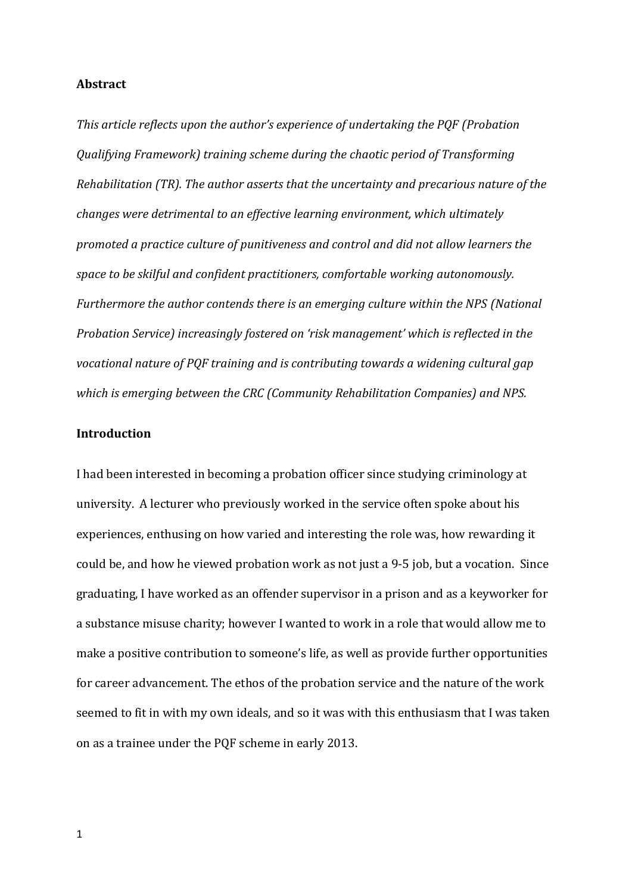## Abstract

*This article reflects upon the author's experience of undertaking the PQF (Probation Qualifying Framework) training scheme during the chaotic period of Transforming Rehabilitation (TR). The author asserts that the uncertainty and precarious nature of the changes were detrimental to an effective learning environment, which ultimately promoted a practice culture of punitiveness and control and did not allow learners the space to be skilful and confident practitioners, comfortable working autonomously. Furthermore the author contends there is an emerging culture within the NPS (National Probation Service) increasingly fostered on 'risk management' which is reflected in the vocational nature of PQF training and is contributing towards a widening cultural gap which is emerging between the CRC (Community Rehabilitation Companies) and NPS.*

## Introduction

I had been interested in becoming a probation officer since studying criminology at university. A lecturer who previously worked in the service often spoke about his experiences, enthusing on how varied and interesting the role was, how rewarding it could be, and how he viewed probation work as not just a 9-5 job, but a vocation. Since graduating, I have worked as an offender supervisor in a prison and as a keyworker for a substance misuse charity; however I wanted to work in a role that would allow me to make a positive contribution to someone's life, as well as provide further opportunities for career advancement. The ethos of the probation service and the nature of the work seemed to fit in with my own ideals, and so it was with this enthusiasm that I was taken on as a trainee under the PQF scheme in early 2013.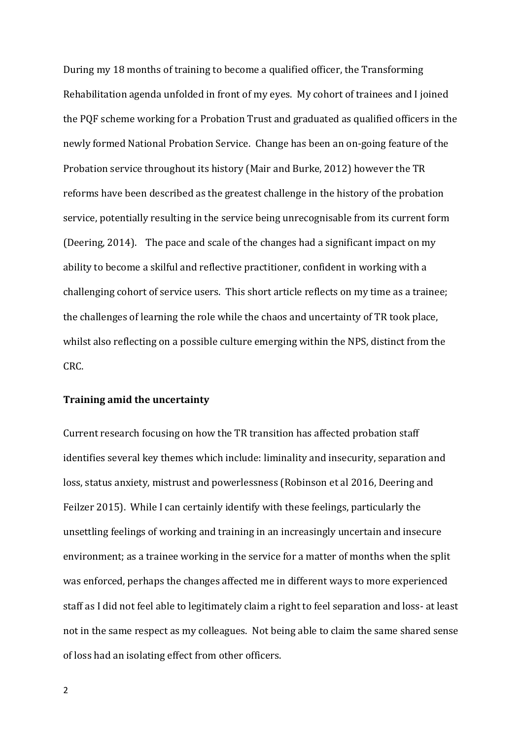During my 18 months of training to become a qualified officer, the Transforming Rehabilitation agenda unfolded in front of my eyes. My cohort of trainees and I joined the PQF scheme working for a Probation Trust and graduated as qualified officers in the newly formed National Probation Service. Change has been an on-going feature of the Probation service throughout its history (Mair and Burke, 2012) however the TR reforms have been described as the greatest challenge in the history of the probation service, potentially resulting in the service being unrecognisable from its current form (Deering, 2014). The pace and scale of the changes had a significant impact on my ability to become a skilful and reflective practitioner, confident in working with a challenging cohort of service users. This short article reflects on my time as a trainee; the challenges of learning the role while the chaos and uncertainty of TR took place, whilst also reflecting on a possible culture emerging within the NPS, distinct from the CRC.

**Training amid the uncertainty**

Current research focusing on how the TR transition has affected probation staff identifies several key themes which include: liminality and insecurity, separation and loss, status anxiety, mistrust and powerlessness (Robinson et al 2016, Deering and Feilzer 2015). While I can certainly identify with these feelings, particularly the unsettling feelings of working and training in an increasingly uncertain and insecure environment; as a trainee working in the service for a matter of months when the split was enforced, perhaps the changes affected me in different ways to more experienced staff as I did not feel able to legitimately claim a right to feel separation and loss- at least not in the same respect as my colleagues. Not being able to claim the same shared sense of loss had an isolating effect from other officers.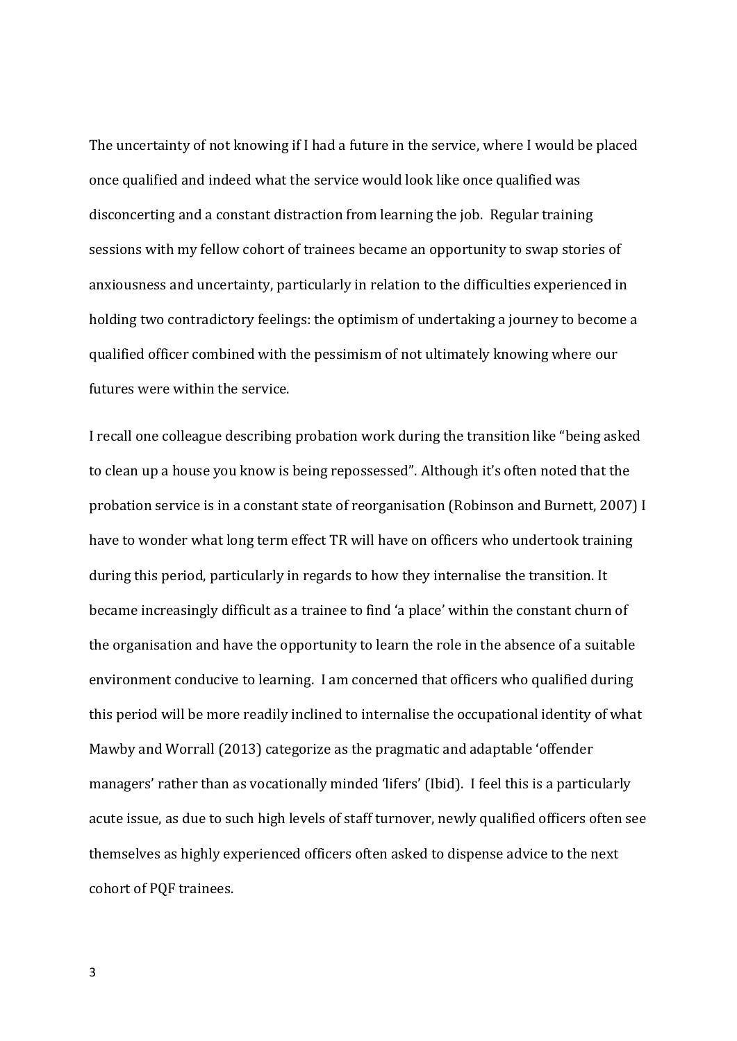The uncertainty of not knowing if I had a future in the service, where I would be placed once qualified and indeed what the service would look like once qualified was disconcerting and a constant distraction from learning the job. Regular training sessions with my fellow cohort of trainees became an opportunity to swap stories of anxiousness and uncertainty, particularly in relation to the difficulties experienced in holding two contradictory feelings: the optimism of undertaking a journey to become a qualified officer combined with the pessimism of not ultimately knowing where our futures were within the service.

I recall one colleague describing probation work during the transition like "being asked to clean up a house you know is being repossessed". Although it's often noted that the probation service is in a constant state of reorganisation (Robinson and Burnett, 2007) I have to wonder what long term effect TR will have on officers who undertook training during this period, particularly in regards to how they internalise the transition. It became increasingly difficult as a trainee to find 'a place' within the constant churn of the organisation and have the opportunity to learn the role in the absence of a suitable environment conducive to learning. I am concerned that officers who qualified during this period will be more readily inclined to internalise the occupational identity of what Mawby and Worrall (2013) categorize as the pragmatic and adaptable 'offender managers' rather than as vocationally minded 'lifers' (Ibid). I feel this is a particularly acute issue, as due to such high levels of staff turnover, newly qualified officers often see themselves as highly experienced officers often asked to dispense advice to the next cohort of PQF trainees.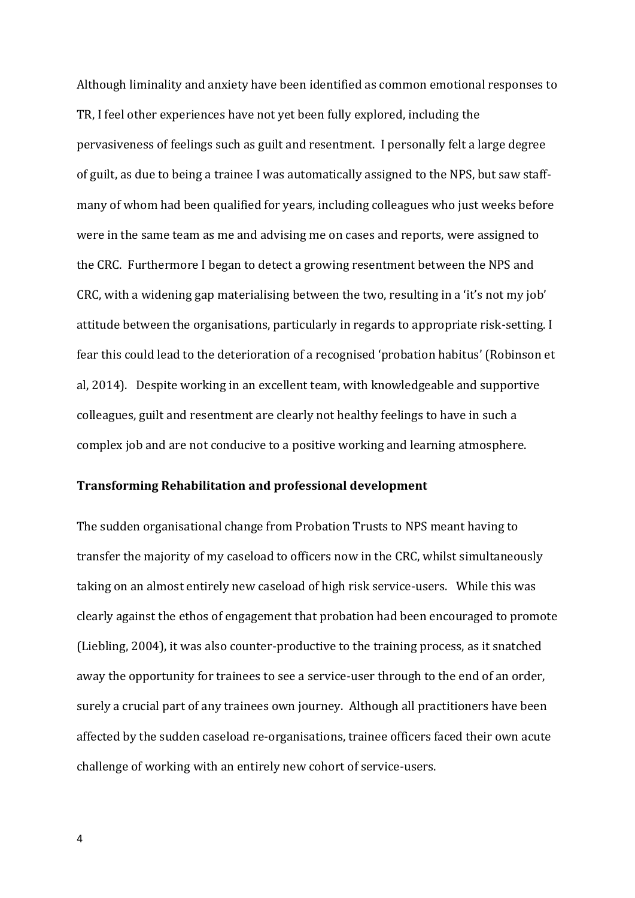Although liminality and anxiety have been identified as common emotional responses to TR, I feel other experiences have not yet been fully explored, including the pervasiveness of feelings such as guilt and resentment. I personally felt a large degree of guilt, as due to being a trainee I was automatically assigned to the NPS, but saw staff- many of whom had been qualified for years, including colleagues who just weeks before were in the same team as me and advising me on cases and reports, were assigned to the CRC. Furthermore I began to detect a growing resentment between the NPS and CRC, with a widening gap materialising between the two, resulting in a 'it's not my job' attitude between the organisations, particularly in regards to appropriate risk-setting. I fear this could lead to the deterioration of a recognised 'probation habitus' (Robinson et al, 2014). Despite working in an excellent team, with knowledgeable and supportive colleagues, guilt and resentment are clearly not healthy feelings to have in such a complex job and are not conducive to a positive working and learning atmosphere.

**Transforming Rehabilitation and professional development**

The sudden organisational change from Probation Trusts to NPS meant having to transfer the majority of my caseload to officers now in the CRC, whilst simultaneously taking on an almost entirely new caseload of high risk service-users. While this was clearly against the ethos of engagement that probation had been encouraged to promote (Liebling, 2004), it was also counter-productive to the training process, as it snatched away the opportunity for trainees to see a service-user through to the end of an order, surely a crucial part of any trainees own journey. Although all practitioners have been affected by the sudden caseload re-organisations, trainee officers faced their own acute challenge of working with an entirely new cohort of service-users.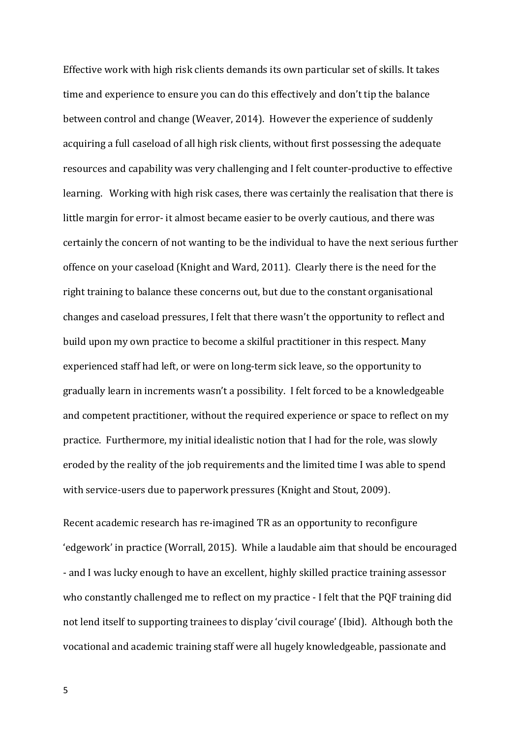Effective work with high risk clients demands its own particular set of skills. It takes time and experience to ensure you can do this effectively and don't tip the balance between control and change (Weaver, 2014). However the experience of suddenly acquiring a full caseload of all high risk clients, without first possessing the adequate resources and capability was very challenging and I felt counter-productive to effective learning. Working with high risk cases, there was certainly the realisation that there is little margin for error- it almost became easier to be overly cautious, and there was certainly the concern of not wanting to be the individual to have the next serious further offence on your caseload (Knight and Ward, 2011). Clearly there is the need for the right training to balance these concerns out, but due to the constant organisational changes and caseload pressures, I felt that there wasn't the opportunity to reflect and build upon my own practice to become a skilful practitioner in this respect. Many experienced staff had left, or were on long-term sick leave, so the opportunity to gradually learn in increments wasn't a possibility. I felt forced to be a knowledgeable and competent practitioner, without the required experience or space to reflect on my practice. Furthermore, my initial idealistic notion that I had for the role, was slowly eroded by the reality of the job requirements and the limited time I was able to spend with service-users due to paperwork pressures (Knight and Stout, 2009).

Recent academic research has re-imagined TR as an opportunity to reconfigure 'edgework' in practice (Worrall, 2015). While a laudable aim that should be encouraged - and I was lucky enough to have an excellent, highly skilled practice training assessor who constantly challenged me to reflect on my practice - I felt that the PQF training did not lend itself to supporting trainees to display 'civil courage' (Ibid). Although both the vocational and academic training staff were all hugely knowledgeable, passionate and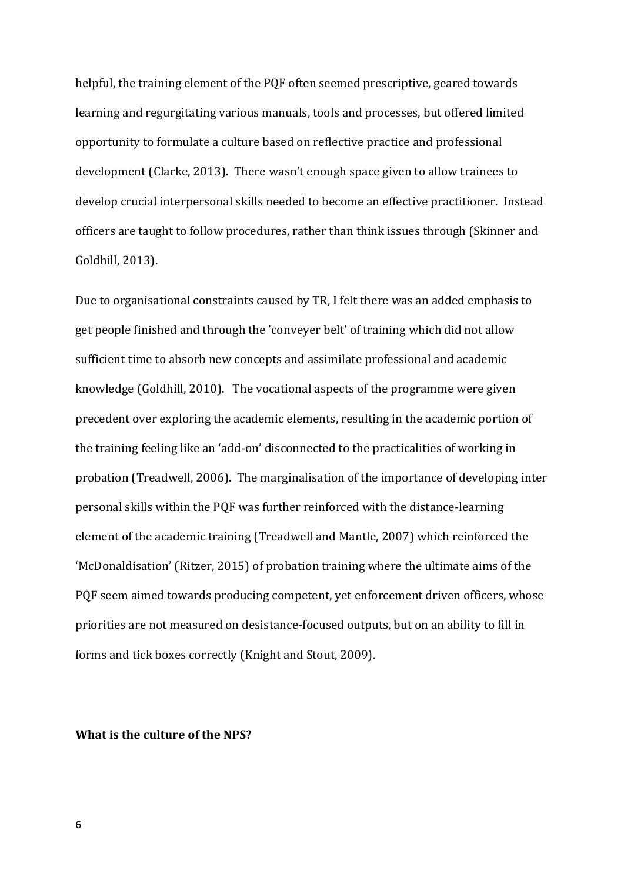helpful, the training element of the PQF often seemed prescriptive, geared towards learning and regurgitating various manuals, tools and processes, but offered limited opportunity to formulate a culture based on reflective practice and professional development (Clarke, 2013). There wasn't enough space given to allow trainees to develop crucial interpersonal skills needed to become an effective practitioner. Instead officers are taught to follow procedures, rather than think issues through (Skinner and Goldhill, 2013).

Due to organisational constraints caused by TR, I felt there was an added emphasis to get people finished and through the 'conveyer belt' of training which did not allow sufficient time to absorb new concepts and assimilate professional and academic knowledge (Goldhill, 2010). The vocational aspects of the programme were given precedent over exploring the academic elements, resulting in the academic portion of the training feeling like an 'add-on' disconnected to the practicalities of working in probation (Treadwell, 2006). The marginalisation of the importance of developing inter personal skills within the PQF was further reinforced with the distance-learning element of the academic training (Treadwell and Mantle, 2007) which reinforced the 'McDonaldisation' (Ritzer, 2015) of probation training where the ultimate aims of the PQF seem aimed towards producing competent, yet enforcement driven officers, whose priorities are not measured on desistance-focused outputs, but on an ability to fill in forms and tick boxes correctly (Knight and Stout, 2009).

**What is the culture of the NPS?**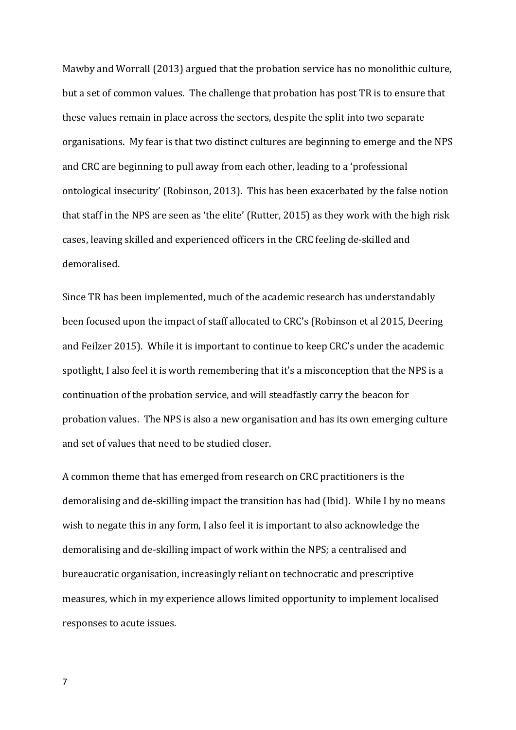Mawby and Worrall (2013) argued that the probation service has no monolithic culture, but a set of common values. The challenge that probation has post TR is to ensure that these values remain in place across the sectors, despite the split into two separate organisations. My fear is that two distinct cultures are beginning to emerge and the NPS and CRC are beginning to pull away from each other, leading to a 'professional ontological insecurity' (Robinson, 2013). This has been exacerbated by the false notion that staff in the NPS are seen as 'the elite' (Rutter, 2015) as they work with the high risk cases, leaving skilled and experienced officers in the CRC feeling de-skilled and demoralised.

Since TR has been implemented, much of the academic research has understandably been focused upon the impact of staff allocated to CRC's (Robinson et al 2015, Deering and Feilzer 2015). While it is important to continue to keep CRC's under the academic spotlight, I also feel it is worth remembering that it's a misconception that the NPS is a continuation of the probation service, and will steadfastly carry the beacon for probation values. The NPS is also a new organisation and has its own emerging culture and set of values that need to be studied closer.

A common theme that has emerged from research on CRC practitioners is the demoralising and de-skilling impact the transition has had (Ibid). While I by no means wish to negate this in any form, I also feel it is important to also acknowledge the demoralising and de-skilling impact of work within the NPS; a centralised and bureaucratic organisation, increasingly reliant on technocratic and prescriptive measures, which in my experience allows limited opportunity to implement localised responses to acute issues.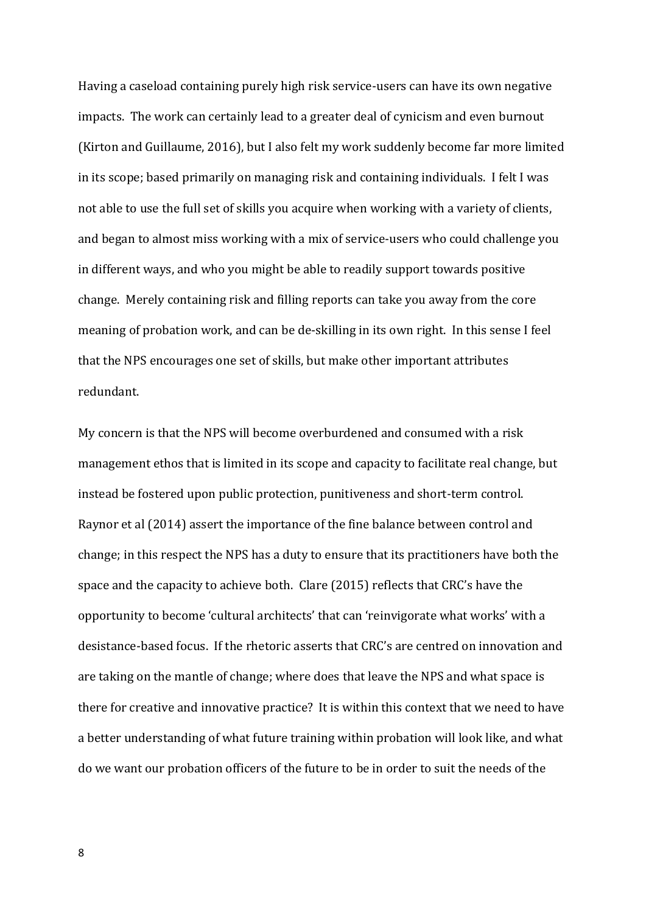Having a caseload containing purely high risk service-users can have its own negative impacts. The work can certainly lead to a greater deal of cynicism and even burnout (Kirton and Guillaume, 2016), but I also felt my work suddenly become far more limited in its scope; based primarily on managing risk and containing individuals. I felt I was not able to use the full set of skills you acquire when working with a variety of clients, and began to almost miss working with a mix of service-users who could challenge you in different ways, and who you might be able to readily support towards positive change. Merely containing risk and filling reports can take you away from the core meaning of probation work, and can be de-skilling in its own right. In this sense I feel that the NPS encourages one set of skills, but make other important attributes redundant.

My concern is that the NPS will become overburdened and consumed with a risk management ethos that is limited in its scope and capacity to facilitate real change, but instead be fostered upon public protection, punitiveness and short-term control. Raynor et al (2014) assert the importance of the fine balance between control and change; in this respect the NPS has a duty to ensure that its practitioners have both the space and the capacity to achieve both. Clare (2015) reflects that CRC's have the opportunity to become 'cultural architects' that can 'reinvigorate what works' with a desistance-based focus. If the rhetoric asserts that CRC's are centred on innovation and are taking on the mantle of change; where does that leave the NPS and what space is there for creative and innovative practice? It is within this context that we need to have a better understanding of what future training within probation will look like, and what do we want our probation officers of the future to be in order to suit the needs of the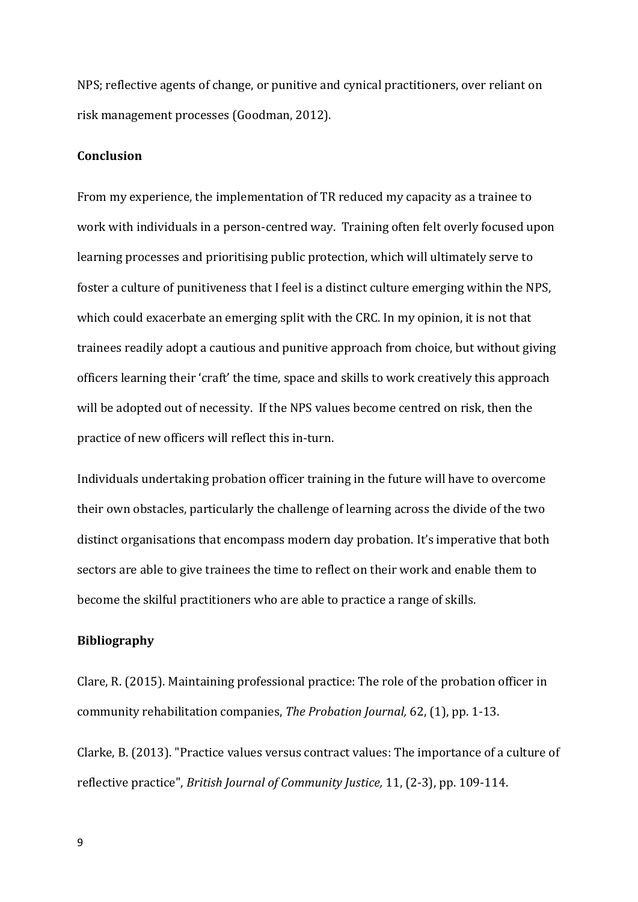NPS; reflective agents of change, or punitive and cynical practitioners, over reliant on risk management processes (Goodman, 2012).

**Conclusion**

From my experience, the implementation of TR reduced my capacity as a trainee to work with individuals in a person-centred way. Training often felt overly focused upon learning processes and prioritising public protection, which will ultimately serve to foster a culture of punitiveness that I feel is a distinct culture emerging within the NPS, which could exacerbate an emerging split with the CRC. In my opinion, it is not that trainees readily adopt a cautious and punitive approach from choice, but without giving officers learning their 'craft' the time, space and skills to work creatively this approach will be adopted out of necessity. If the NPS values become centred on risk, then the practice of new officers will reflect this in-turn.

Individuals undertaking probation officer training in the future will have to overcome their own obstacles, particularly the challenge of learning across the divide of the two distinct organisations that encompass modern day probation. It's imperative that both sectors are able to give trainees the time to reflect on their work and enable them to become the skilful practitioners who are able to practice a range of skills.

**Bibliography**

Clare, R. (2015). Maintaining professional practice: The role of the probation officer in community rehabilitation companies, *The Probation Journal,* 62, (1), pp. 1-13.

Clarke, B. (2013). "Practice values versus contract values: The importance of a culture of reflective practice", *British Journal of Community Justice,* 11, (2-3), pp. 109-114.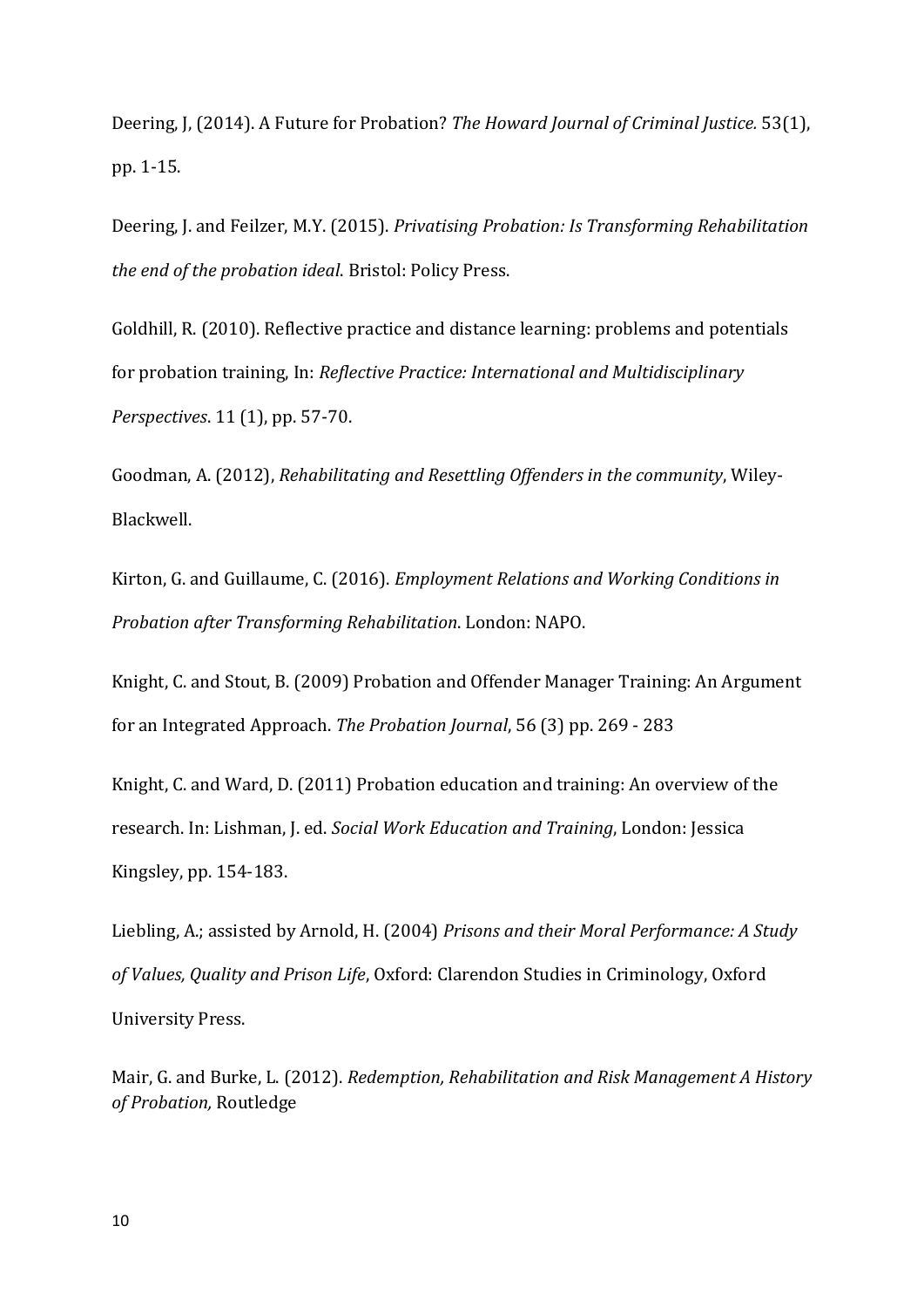Deering, J, (2014). A Future for Probation? *The Howard Journal of Criminal Justice.* 53(1), pp. 1-15.

Deering, J. and Feilzer, M.Y. (2015). *Privatising Probation: Is Transforming Rehabilitation the end of the probation ideal*. Bristol: Policy Press.

Goldhill, R. (2010). Reflective practice and distance learning: problems and potentials for probation training, In: *Reflective Practice: International and Multidisciplinary Perspectives*. 11 (1), pp. 57-70.

Goodman, A. (2012), *Rehabilitating and Resettling Offenders in the community*, Wiley-Blackwell.

Kirton, G. and Guillaume, C. (2016). *Employment Relations and Working Conditions in Probation after Transforming Rehabilitation*. London: NAPO.

Knight, C. and Stout, B. (2009) Probation and Offender Manager Training: An Argument for an Integrated Approach. *The Probation Journal*, 56 (3) pp. 269 - 283

Knight, C. and Ward, D. (2011) Probation education and training: An overview of the research. In: Lishman, J. ed. *Social Work Education and Training*, London: Jessica Kingsley, pp. 154-183.

Liebling, A.; assisted by Arnold, H. (2004) *Prisons and their Moral Performance: A Study of Values, Quality and Prison Life*, Oxford: Clarendon Studies in Criminology, Oxford University Press.

Mair, G. and Burke, L. (2012). *Redemption, Rehabilitation and Risk Management A History of Probation,* Routledge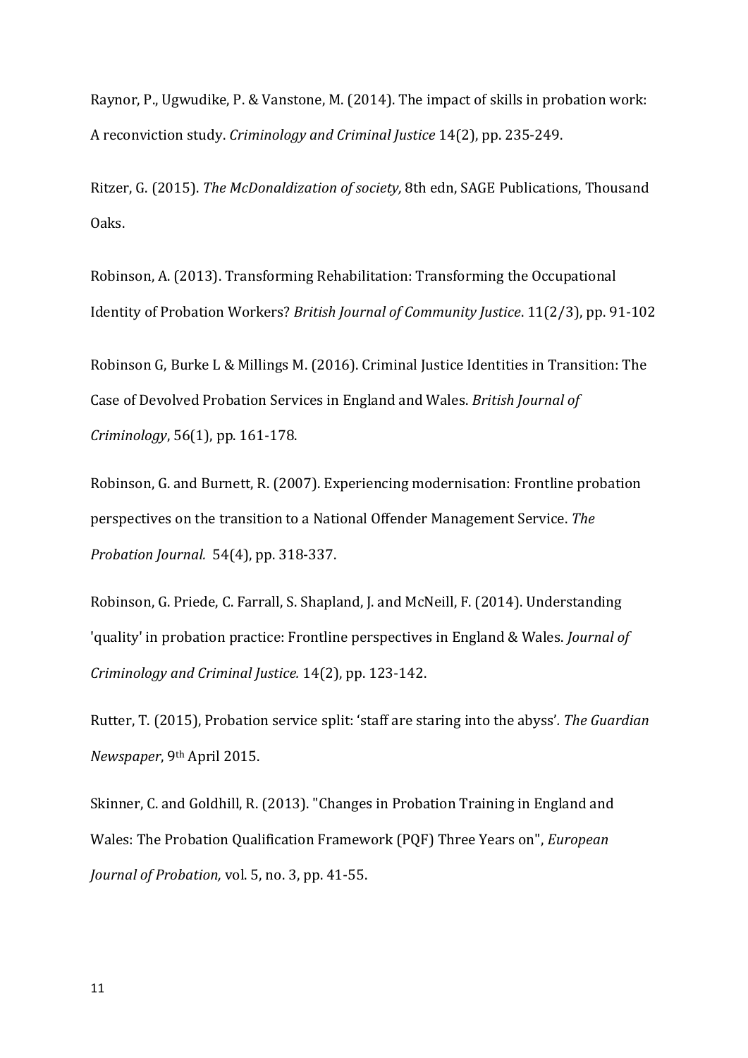Raynor, P., Ugwudike, P. & Vanstone, M. (2014). The impact of skills in probation work: A reconviction study. *Criminology and Criminal Justice* 14(2), pp. 235-249.

Ritzer, G. (2015). *The McDonaldization of society,* 8th edn, SAGE Publications, Thousand Oaks.

Robinson, A. (2013). Transforming Rehabilitation: Transforming the Occupational Identity of Probation Workers? *British Journal of Community Justice*. 11(2/3), pp. 91-102

Robinson G, Burke L & Millings M. (2016). Criminal Justice Identities in Transition: The Case of Devolved Probation Services in England and Wales. *British Journal of Criminology*, 56(1), pp. 161-178.

Robinson, G. and Burnett, R. (2007). Experiencing modernisation: Frontline probation perspectives on the transition to a National Offender Management Service. *The Probation Journal.* 54(4), pp. 318-337.

Robinson, G. Priede, C. Farrall, S. Shapland, J. and McNeill, F. (2014). Understanding 'quality' in probation practice: Frontline perspectives in England & Wales. *Journal of Criminology and Criminal Justice.* 14(2), pp. 123-142.

Rutter, T. (2015), Probation service split: 'staff are staring into the abyss'*. The Guardian Newspaper*, 9th April 2015.

Skinner, C. and Goldhill, R. (2013). "Changes in Probation Training in England and Wales: The Probation Qualification Framework (PQF) Three Years on", *European Journal of Probation,* vol. 5, no. 3, pp. 41-55.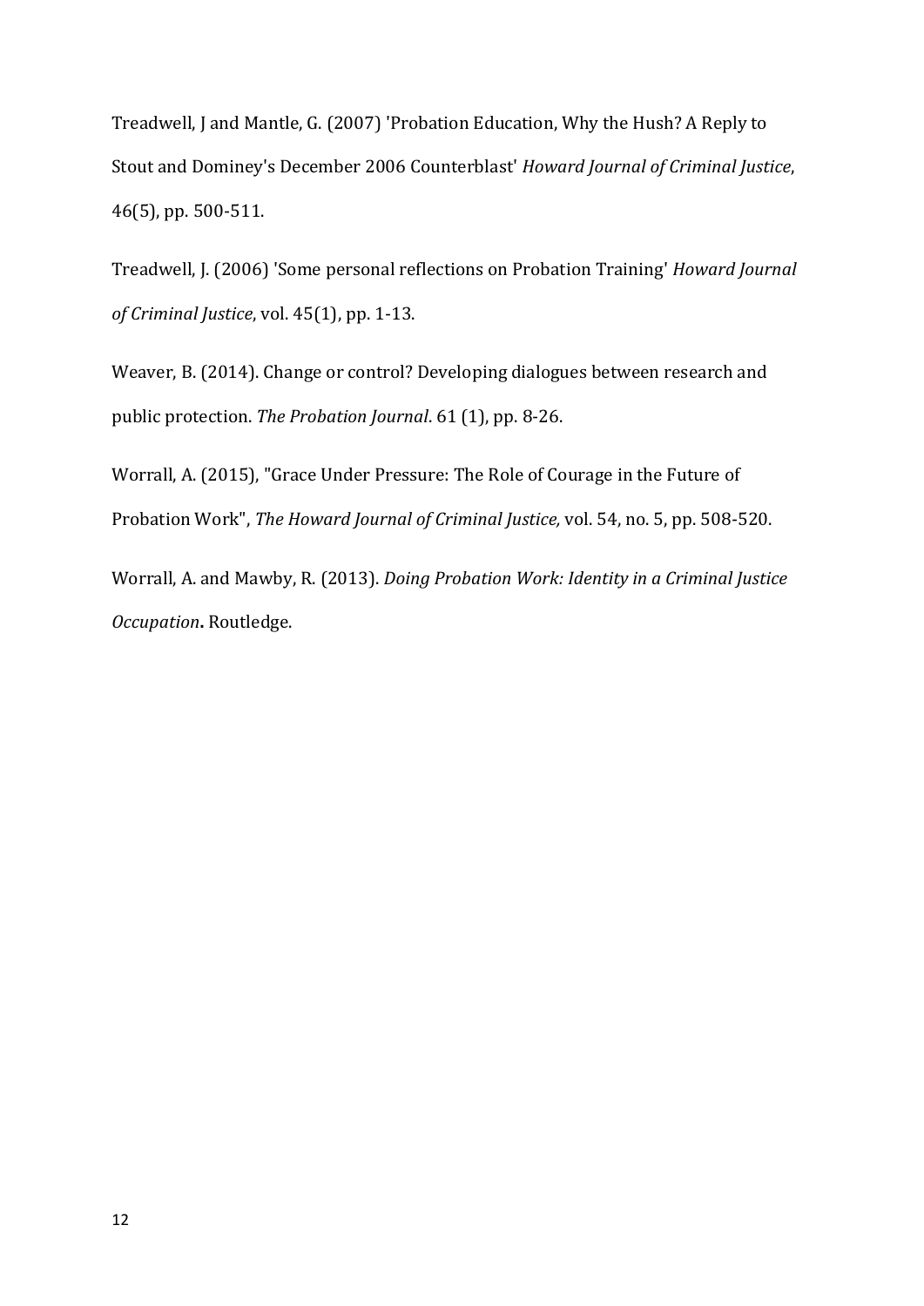Treadwell, J and Mantle, G. (2007) 'Probation Education, Why the Hush? A Reply to Stout and Dominey's December 2006 Counterblast' *Howard Journal of Criminal Justice*, 46(5), pp. 500-511.

Treadwell, J. (2006) 'Some personal reflections on Probation Training' *Howard Journal of Criminal Justice*, vol. 45(1), pp. 1-13.

Weaver, B. (2014). Change or control? Developing dialogues between research and public protection. *The Probation Journal*. 61 (1), pp. 8-26.

Worrall, A. (2015), "Grace Under Pressure: The Role of Courage in the Future of Probation Work", *The Howard Journal of Criminal Justice,* vol. 54, no. 5, pp. 508-520.

Worrall, A. and Mawby, R. (2013). *Doing Probation Work: Identity in a Criminal Justice Occupation***.** Routledge.